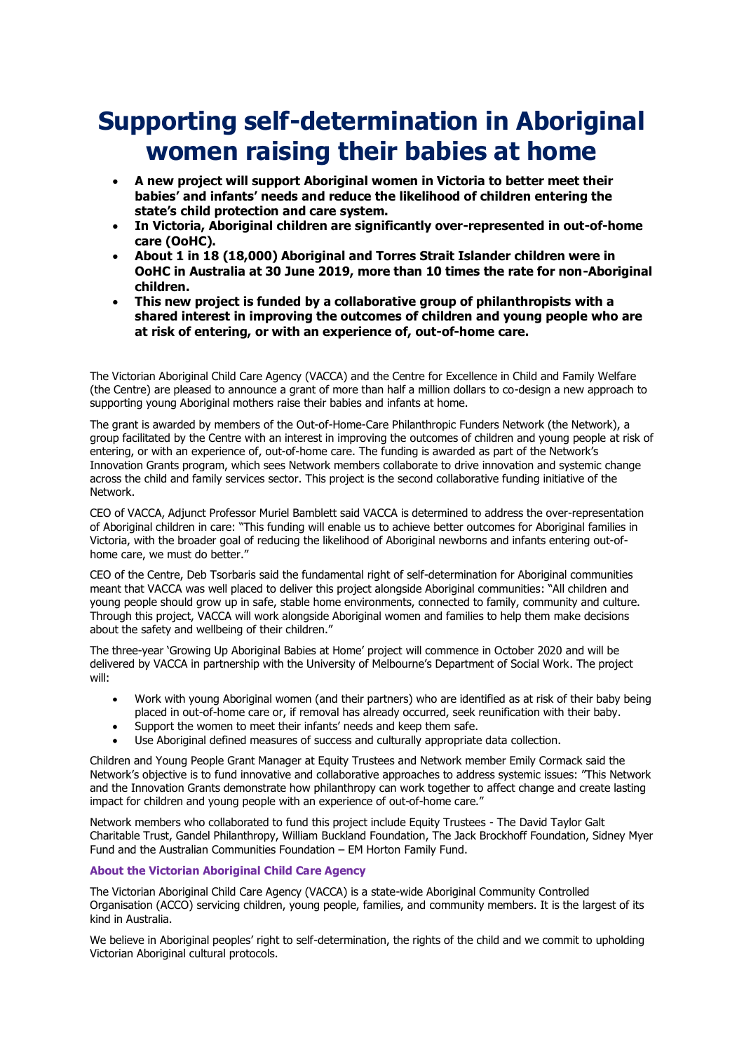# Supporting self-determination in Aboriginal women raising their babies at home

- **A new project will support Aboriginal women in Victoria to better meet their babies' and infants' needs and reduce the likelihood of children entering the state's child protection and care system.**
- **In Victoria, Aboriginal children are significantly over-represented in out-of-home care (OoHC).**
- **About 1 in 18 (18,000) Aboriginal and Torres Strait Islander children were in OoHC in Australia at 30 June 2019, more than 10 times the rate for non-Aboriginal children.**
- **This new project is funded by a collaborative group of philanthropists with a shared interest in improving the outcomes of children and young people who are at risk of entering, or with an experience of, out-of-home care.**

The Victorian Aboriginal Child Care Agency (VACCA) and the Centre for Excellence in Child and Family Welfare (the Centre) are pleased to announce a grant of more than half a million dollars to co-design a new approach to supporting young Aboriginal mothers raise their babies and infants at home.

The grant is awarded by members of the Out-of-Home-Care Philanthropic Funders Network (the Network), a group facilitated by the Centre with an interest in improving the outcomes of children and young people at risk of entering, or with an experience of, out-of-home care. The funding is awarded as part of the Network's Innovation Grants program, which sees Network members collaborate to drive innovation and systemic change across the child and family services sector. This project is the second collaborative funding initiative of the Network.

CEO of VACCA, Adjunct Professor Muriel Bamblett said VACCA is determined to address the over-representation of Aboriginal children in care: "This funding will enable us to achieve better outcomes for Aboriginal families in Victoria, with the broader goal of reducing the likelihood of Aboriginal newborns and infants entering out-of-home care, we must do better."

CEO of the Centre, Deb Tsorbaris said the fundamental right of self-determination for Aboriginal communities meant that VACCA was well placed to deliver this project alongside Aboriginal communities: "All children and young people should grow up in safe, stable home environments, connected to family, community and culture. Through this project, VACCA will work alongside Aboriginal women and families to help them make decisions about the safety and wellbeing of their children."

The three-year 'Growing Up Aboriginal Babies at Home' project will commence in October 2020 and will be delivered by VACCA in partnership with the University of Melbourne's Department of Social Work. The project will:

- Work with young Aboriginal women (and their partners) who are identified as at risk of their baby being placed in out-of-home care or, if removal has already occurred, seek reunification with their baby.
- Support the women to meet their infants' needs and keep them safe.
- Use Aboriginal defined measures of success and culturally appropriate data collection.

Children and Young People Grant Manager at Equity Trustees and Network member Emily Cormack said the Network's objective is to fund innovative and collaborative approaches to address systemic issues: "This Network and the Innovation Grants demonstrate how philanthropy can work together to affect change and create lasting impact for children and young people with an experience of out-of-home care."

Network members who collaborated to fund this project include Equity Trustees - The David Taylor Galt Charitable Trust, Gandel Philanthropy, William Buckland Foundation, The Jack Brockhoff Foundation, Sidney Myer Fund and the Australian Communities Foundation – EM Horton Family Fund.

### About the Victorian Aboriginal Child Care Agency

The Victorian Aboriginal Child Care Agency (VACCA) is a state-wide Aboriginal Community Controlled Organisation (ACCO) servicing children, young people, families, and community members. It is the largest of its kind in Australia.

We believe in Aboriginal peoples' right to self-determination, the rights of the child and we commit to upholding Victorian Aboriginal cultural protocols.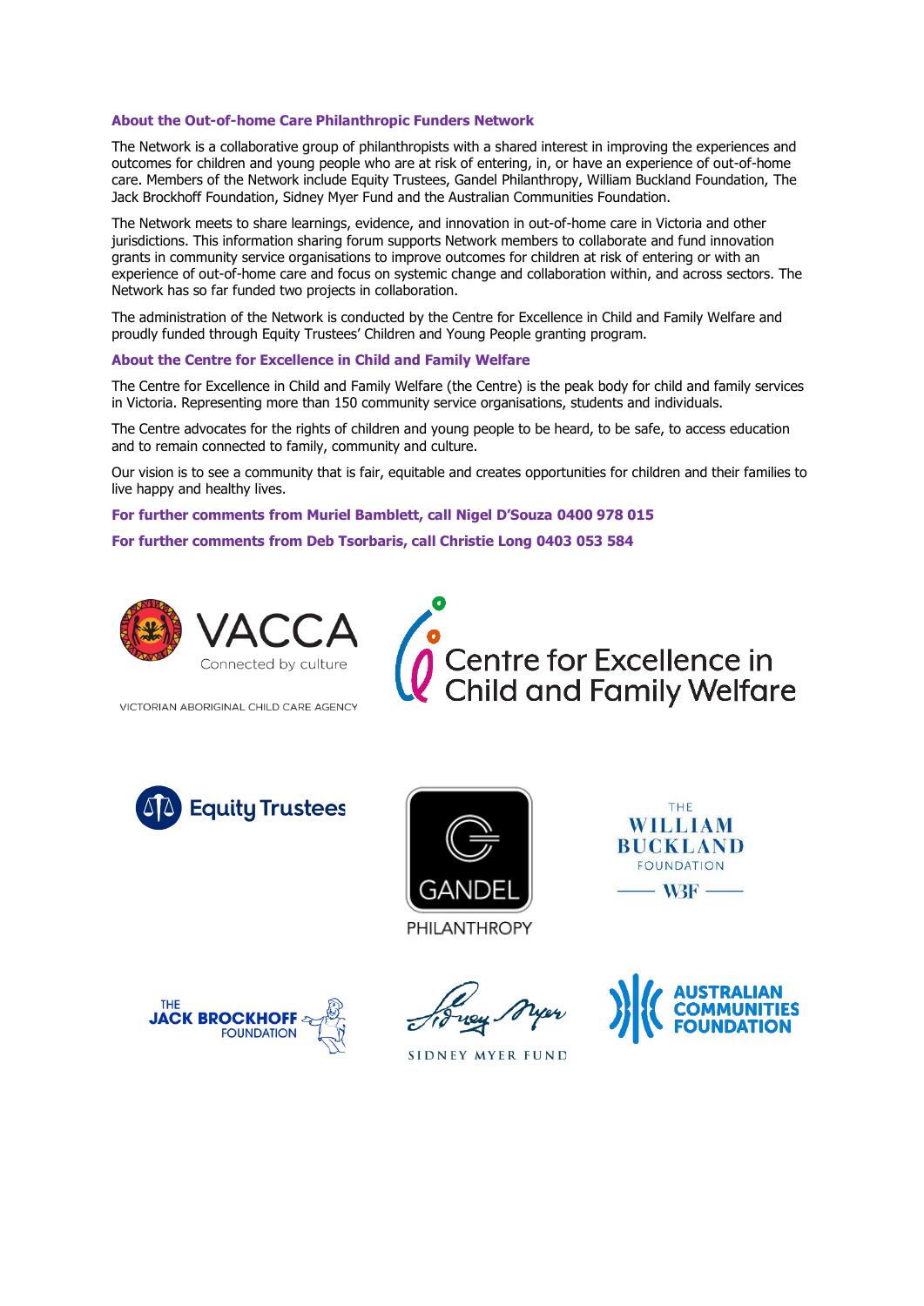### About the Out-of-home Care Philanthropic Funders Network

The Network is a collaborative group of philanthropists with a shared interest in improving the experiences and outcomes for children and young people who are at risk of entering, in, or have an experience of out-of-home care. Members of the Network include Equity Trustees, Gandel Philanthropy, William Buckland Foundation, The Jack Brockhoff Foundation, Sidney Myer Fund and the Australian Communities Foundation.

The Network meets to share learnings, evidence, and innovation in out-of-home care in Victoria and other jurisdictions. This information sharing forum supports Network members to collaborate and fund innovation grants in community service organisations to improve outcomes for children at risk of entering or with an experience of out-of-home care and focus on systemic change and collaboration within, and across sectors. The Network has so far funded two projects in collaboration.

The administration of the Network is conducted by the Centre for Excellence in Child and Family Welfare and proudly funded through Equity Trustees' Children and Young People granting program.

### About the Centre for Excellence in Child and Family Welfare

The Centre for Excellence in Child and Family Welfare (the Centre) is the peak body for child and family services in Victoria. Representing more than 150 community service organisations, students and individuals.

The Centre advocates for the rights of children and young people to be heard, to be safe, to access education and to remain connected to family, community and culture.

Our vision is to see a community that is fair, equitable and creates opportunities for children and their families to live happy and healthy lives.

**For further comments from Muriel Bamblett, call Nigel D'Souza 0400 978 015**

**For further comments from Deb Tsorbaris, call Christie Long 0403 053 584**

VACCA
Connected by culture
VICTORIAN ABORIGINAL CHILD CARE AGENCY

Centre for Excellence in Child and Family Welfare

Equity Trustees

GANDEL PHILANTHROPY

THE WILLIAM BUCKLAND FOUNDATION
WBF

THE JACK BROCKHOFF FOUNDATION

SIDNEY MYER FUND

AUSTRALIAN COMMUNITIES FOUNDATION